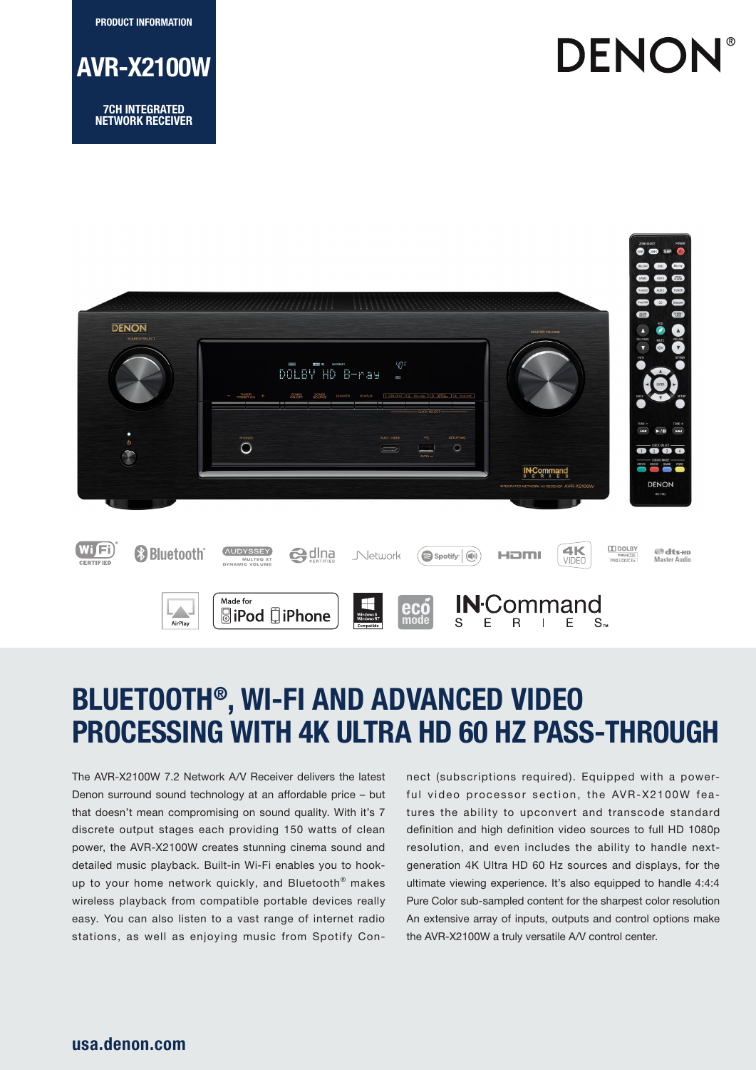PRODUCT INFORMATION

# AVR-X2100W

7CH INTEGRATED NETWORK RECEIVER

DENON®

## BLUETOOTH®, WI-FI AND ADVANCED VIDEO PROCESSING WITH 4K ULTRA HD 60 HZ PASS-THROUGH

The AVR-X2100W 7.2 Network A/V Receiver delivers the latest Denon surround sound technology at an affordable price – but that doesn't mean compromising on sound quality. With it's 7 discrete output stages each providing 150 watts of clean power, the AVR-X2100W creates stunning cinema sound and detailed music playback. Built-in Wi-Fi enables you to hook-up to your home network quickly, and Bluetooth® makes wireless playback from compatible portable devices really easy. You can also listen to a vast range of internet radio stations, as well as enjoying music from Spotify Connect (subscriptions required). Equipped with a powerful video processor section, the AVR-X2100W features the ability to upconvert and transcode standard definition and high definition video sources to full HD 1080p resolution, and even includes the ability to handle next-generation 4K Ultra HD 60 Hz sources and displays, for the ultimate viewing experience. It's also equipped to handle 4:4:4 Pure Color sub-sampled content for the sharpest color resolution An extensive array of inputs, outputs and control options make the AVR-X2100W a truly versatile A/V control center.

usa.denon.com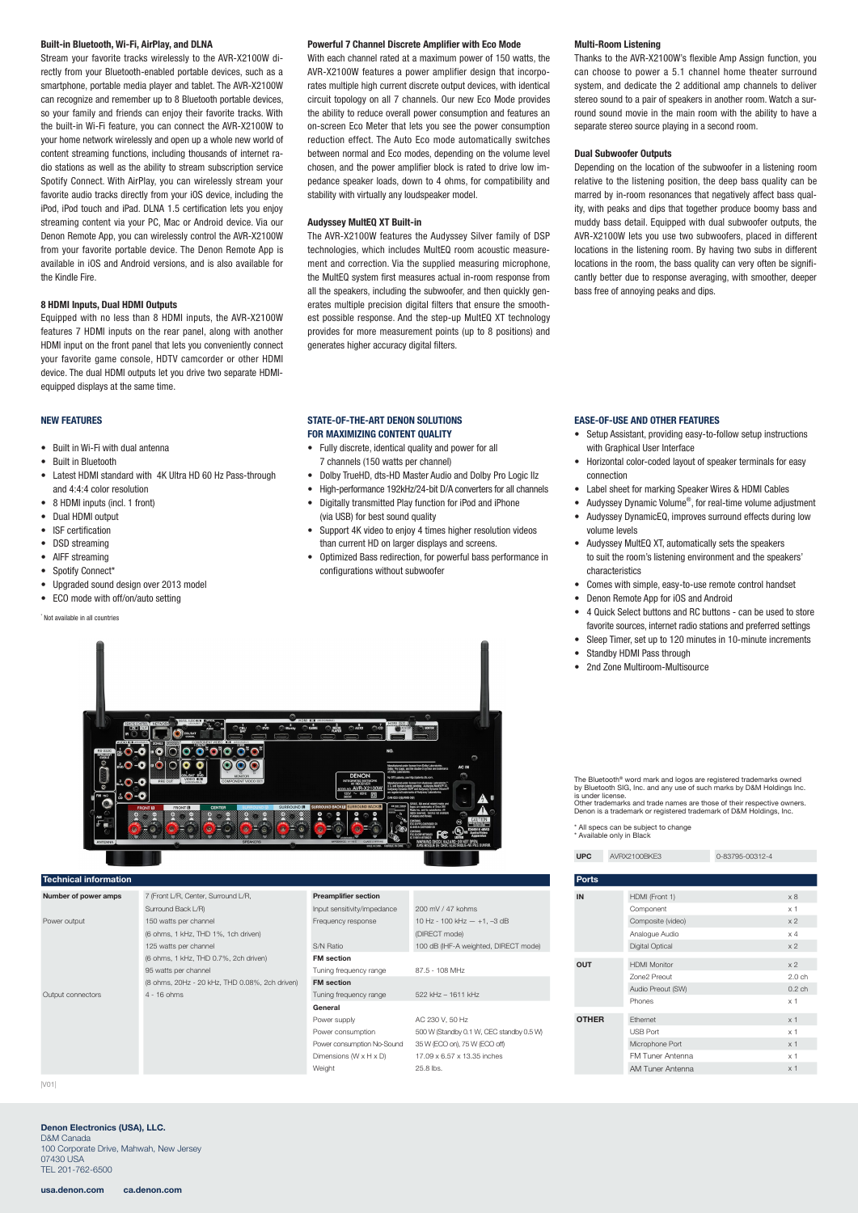### Built-in Bluetooth, Wi-Fi, AirPlay, and DLNA

Stream your favorite tracks wirelessly to the AVR-X2100W directly from your Bluetooth-enabled portable devices, such as a smartphone, portable media player and tablet. The AVR-X2100W can recognize and remember up to 8 Bluetooth portable devices, so your family and friends can enjoy their favorite tracks. With the built-in Wi-Fi feature, you can connect the AVR-X2100W to your home network wirelessly and open up a whole new world of content streaming functions, including thousands of internet radio stations as well as the ability to stream subscription service Spotify Connect. With AirPlay, you can wirelessly stream your favorite audio tracks directly from your iOS device, including the iPod, iPod touch and iPad. DLNA 1.5 certification lets you enjoy streaming content via your PC, Mac or Android device. Via our Denon Remote App, you can wirelessly control the AVR-X2100W from your favorite portable device. The Denon Remote App is available in iOS and Android versions, and is also available for the Kindle Fire.

### 8 HDMI Inputs, Dual HDMI Outputs

Equipped with no less than 8 HDMI inputs, the AVR-X2100W features 7 HDMI inputs on the rear panel, along with another HDMI input on the front panel that lets you conveniently connect your favorite game console, HDTV camcorder or other HDMI device. The dual HDMI outputs let you drive two separate HDMI-equipped displays at the same time.

### Powerful 7 Channel Discrete Amplifier with Eco Mode

With each channel rated at a maximum power of 150 watts, the AVR-X2100W features a power amplifier design that incorporates multiple high current discrete output devices, with identical circuit topology on all 7 channels. Our new Eco Mode provides the ability to reduce overall power consumption and features an on-screen Eco Meter that lets you see the power consumption reduction effect. The Auto Eco mode automatically switches between normal and Eco modes, depending on the volume level chosen, and the power amplifier block is rated to drive low impedance speaker loads, down to 4 ohms, for compatibility and stability with virtually any loudspeaker model.

### Audyssey MultEQ XT Built-in

The AVR-X2100W features the Audyssey Silver family of DSP technologies, which includes MultEQ room acoustic measurement and correction. Via the supplied measuring microphone, the MultEQ system first measures actual in-room response from all the speakers, including the subwoofer, and then quickly generates multiple precision digital filters that ensure the smoothest possible response. And the step-up MultEQ XT technology provides for more measurement points (up to 8 positions) and generates higher accuracy digital filters.

### Multi-Room Listening

Thanks to the AVR-X2100W's flexible Amp Assign function, you can choose to power a 5.1 channel home theater surround system, and dedicate the 2 additional amp channels to deliver stereo sound to a pair of speakers in another room. Watch a surround sound movie in the main room with the ability to have a separate stereo source playing in a second room.

### Dual Subwoofer Outputs

Depending on the location of the subwoofer in a listening room relative to the listening position, the deep bass quality can be marred by in-room resonances that negatively affect bass quality, with peaks and dips that together produce boomy bass and muddy bass detail. Equipped with dual subwoofer outputs, the AVR-X2100W lets you use two subwoofers, placed in different locations in the listening room. By having two subs in different locations in the room, the bass quality can very often be significantly better due to response averaging, with smoother, deeper bass free of annoying peaks and dips.

### NEW FEATURES

- Built in Wi-Fi with dual antenna
- Built in Bluetooth
- Latest HDMI standard with 4K Ultra HD 60 Hz Pass-through and 4:4:4 color resolution
- 8 HDMI inputs (incl. 1 front)
- Dual HDMI output
- ISF certification
- DSD streaming
- AIFF streaming
- Spotify Connect*
- Upgraded sound design over 2013 model
- ECO mode with off/on/auto setting

* Not available in all countries

### STATE-OF-THE-ART DENON SOLUTIONS FOR MAXIMIZING CONTENT QUALITY

- Fully discrete, identical quality and power for all 7 channels (150 watts per channel)
- Dolby TrueHD, dts-HD Master Audio and Dolby Pro Logic IIz
- High-performance 192kHz/24-bit D/A converters for all channels
- Digitally transmitted Play function for iPod and iPhone (via USB) for best sound quality
- Support 4K video to enjoy 4 times higher resolution videos than current HD on larger displays and screens.
- Optimized Bass redirection, for powerful bass performance in configurations without subwoofer

### EASE-OF-USE AND OTHER FEATURES

- Setup Assistant, providing easy-to-follow setup instructions with Graphical User Interface
- Horizontal color-coded layout of speaker terminals for easy connection
- Label sheet for marking Speaker Wires & HDMI Cables
- Audyssey Dynamic Volume®, for real-time volume adjustment
- Audyssey DynamicEQ, improves surround effects during low volume levels
- Audyssey MultEQ XT, automatically sets the speakers to suit the room's listening environment and the speakers' characteristics
- Comes with simple, easy-to-use remote control handset
- Denon Remote App for iOS and Android
- 4 Quick Select buttons and RC buttons - can be used to store favorite sources, internet radio stations and preferred settings
- Sleep Timer, set up to 120 minutes in 10-minute increments
- Standby HDMI Pass through
- 2nd Zone Multiroom-Multisource

The Bluetooth® word mark and logos are registered trademarks owned by Bluetooth SIG, Inc. and any use of such marks by D&M Holdings Inc. is under license.
Other trademarks and trade names are those of their respective owners.
Denon is a trademark or registered trademark of D&M Holdings, Inc.

\* All specs can be subject to change
\* Available only in Black

| UPC | AVRX2100BKE3 | 0-83795-00312-4 |
|---|---|---|

### Technical information

| | | | |
|---|---|---|---|
| Number of power amps | 7 (Front L/R, Center, Surround L/R, Surround Back L/R) | **Preamplifier section** | |
| Power output | 150 watts per channel (6 ohms, 1 kHz, THD 1%, 1ch driven) | Input sensitivity/impedance | 200 mV / 47 kohms |
| | 125 watts per channel (6 ohms, 1 kHz, THD 0.7%, 2ch driven) | Frequency response | 10 Hz - 100 kHz — +1, –3 dB (DIRECT mode) |
| | 95 watts per channel (8 ohms, 20Hz - 20 kHz, THD 0.08%, 2ch driven) | S/N Ratio | 100 dB (IHF-A weighted, DIRECT mode) |
| Output connectors | 4 - 16 ohms | **FM section** | |
| | | Tuning frequency range | 87.5 - 108 MHz |
| | | **FM section** | |
| | | Tuning frequency range | 522 kHz – 1611 kHz |
| | | **General** | |
| | | Power supply | AC 230 V, 50 Hz |
| | | Power consumption | 500 W (Standby 0.1 W, CEC standby 0.5 W) |
| | | Power consumption No-Sound | 35 W (ECO on), 75 W (ECO off) |
| | | Dimensions (W x H x D) | 17.09 x 6.57 x 13.35 inches |
| | | Weight | 25.8 lbs. |

### Ports

| | | |
|---|---|---|
| **IN** | HDMI (Front 1) | x 8 |
| | Component | x 1 |
| | Composite (video) | x 2 |
| | Analogue Audio | x 4 |
| | Digital Optical | x 2 |
| **OUT** | HDMI Monitor | x 2 |
| | Zone2 Preout | 2.0 ch |
| | Audio Preout (SW) | 0.2 ch |
| | Phones | x 1 |
| **OTHER** | Ethernet | x 1 |
| | USB Port | x 1 |
| | Microphone Port | x 1 |
| | FM Tuner Antenna | x 1 |
| | AM Tuner Antenna | x 1 |

|V01|

**Denon Electronics (USA), LLC.**
D&M Canada
100 Corporate Drive, Mahwah, New Jersey
07430 USA
TEL 201-762-6500

**usa.denon.com** **ca.denon.com**